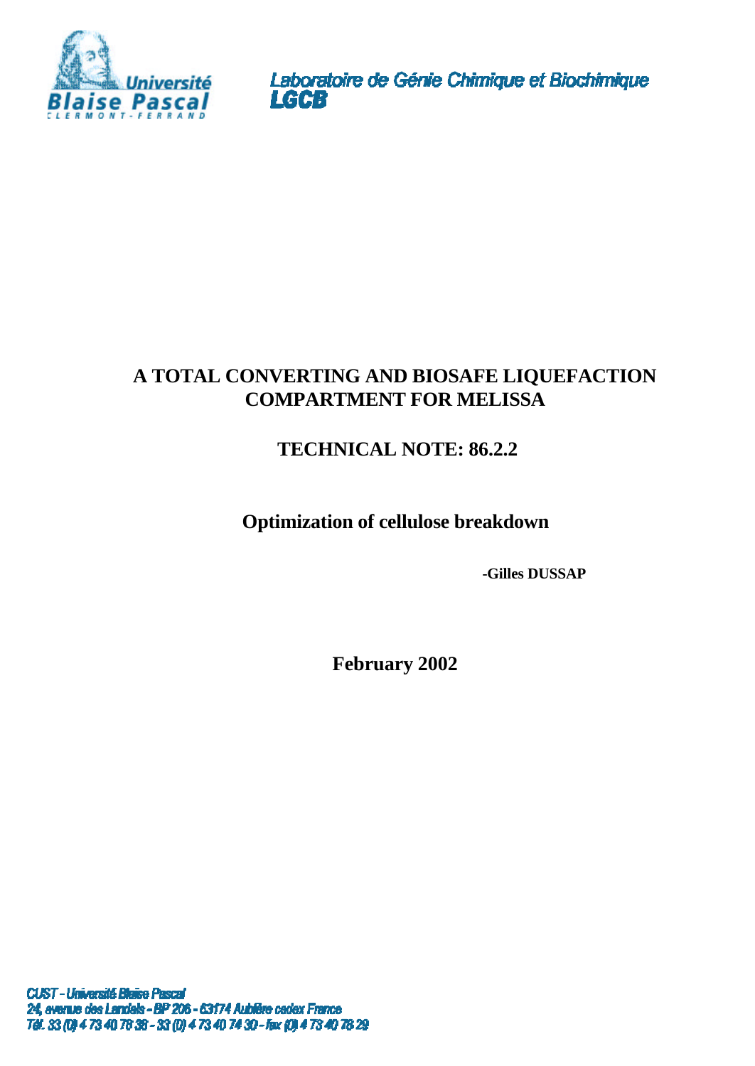Université Blaise Pascal CLERMONT-FERRAND

Laboratoire de Génie Chimique et Biochimique
**LGCB**

# A TOTAL CONVERTING AND BIOSAFE LIQUEFACTION COMPARTMENT FOR MELISSA

## TECHNICAL NOTE: 86.2.2

## Optimization of cellulose breakdown

**-Gilles DUSSAP**

**February 2002**

CUST - Université Blaise Pascal
24, avenue des Landais - BP 206 - 63174 Aubière cedex France
Tél. 33 (0) 4 73 40 76 38 - 33 (0) 4 73 40 74 30 - fax (0) 4 73 40 76 29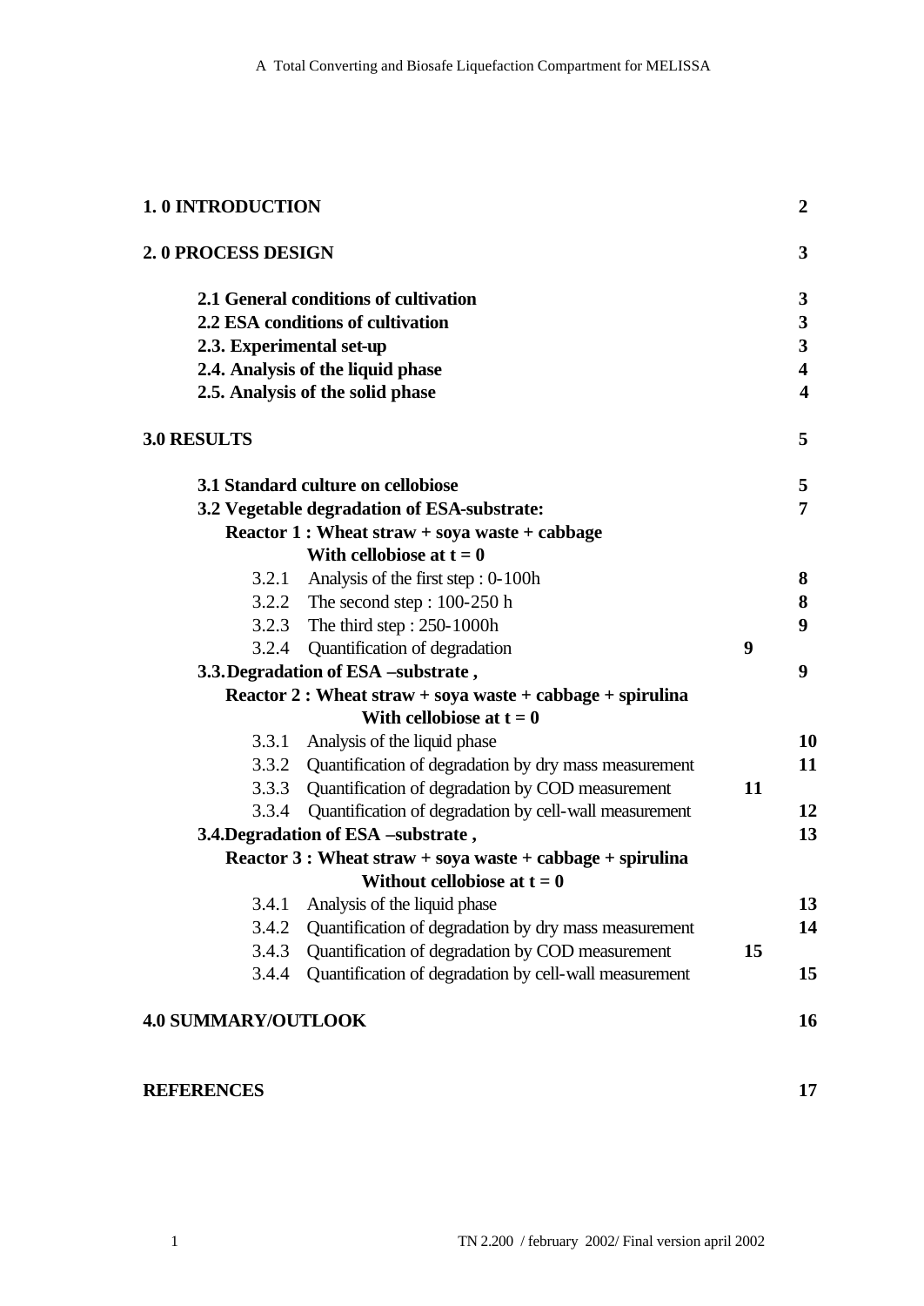| | |
|---|---|
| **1. 0 INTRODUCTION** | **2** |
| **2. 0 PROCESS DESIGN** | **3** |
| **2.1 General conditions of cultivation** | **3** |
| **2.2 ESA conditions of cultivation** | **3** |
| **2.3. Experimental set-up** | **3** |
| **2.4. Analysis of the liquid phase** | **4** |
| **2.5. Analysis of the solid phase** | **4** |
| **3.0 RESULTS** | **5** |
| **3.1 Standard culture on cellobiose** | **5** |
| **3.2 Vegetable degradation of ESA-substrate:** | **7** |
| **Reactor 1 : Wheat straw + soya waste + cabbage** | |
| **With cellobiose at t = 0** | |
| 3.2.1 Analysis of the first step : 0-100h | **8** |
| 3.2.2 The second step : 100-250 h | **8** |
| 3.2.3 The third step : 250-1000h | **9** |
| 3.2.4 Quantification of degradation | **9** |
| **3.3. Degradation of ESA –substrate ,** | **9** |
| **Reactor 2 : Wheat straw + soya waste + cabbage + spirulina** | |
| **With cellobiose at t = 0** | |
| 3.3.1 Analysis of the liquid phase | **10** |
| 3.3.2 Quantification of degradation by dry mass measurement | **11** |
| 3.3.3 Quantification of degradation by COD measurement | **11** |
| 3.3.4 Quantification of degradation by cell-wall measurement | **12** |
| **3.4. Degradation of ESA –substrate ,** | **13** |
| **Reactor 3 : Wheat straw + soya waste + cabbage + spirulina** | |
| **Without cellobiose at t = 0** | |
| 3.4.1 Analysis of the liquid phase | **13** |
| 3.4.2 Quantification of degradation by dry mass measurement | **14** |
| 3.4.3 Quantification of degradation by COD measurement | **15** |
| 3.4.4 Quantification of degradation by cell-wall measurement | **15** |
| **4.0 SUMMARY/OUTLOOK** | **16** |
| **REFERENCES** | **17** |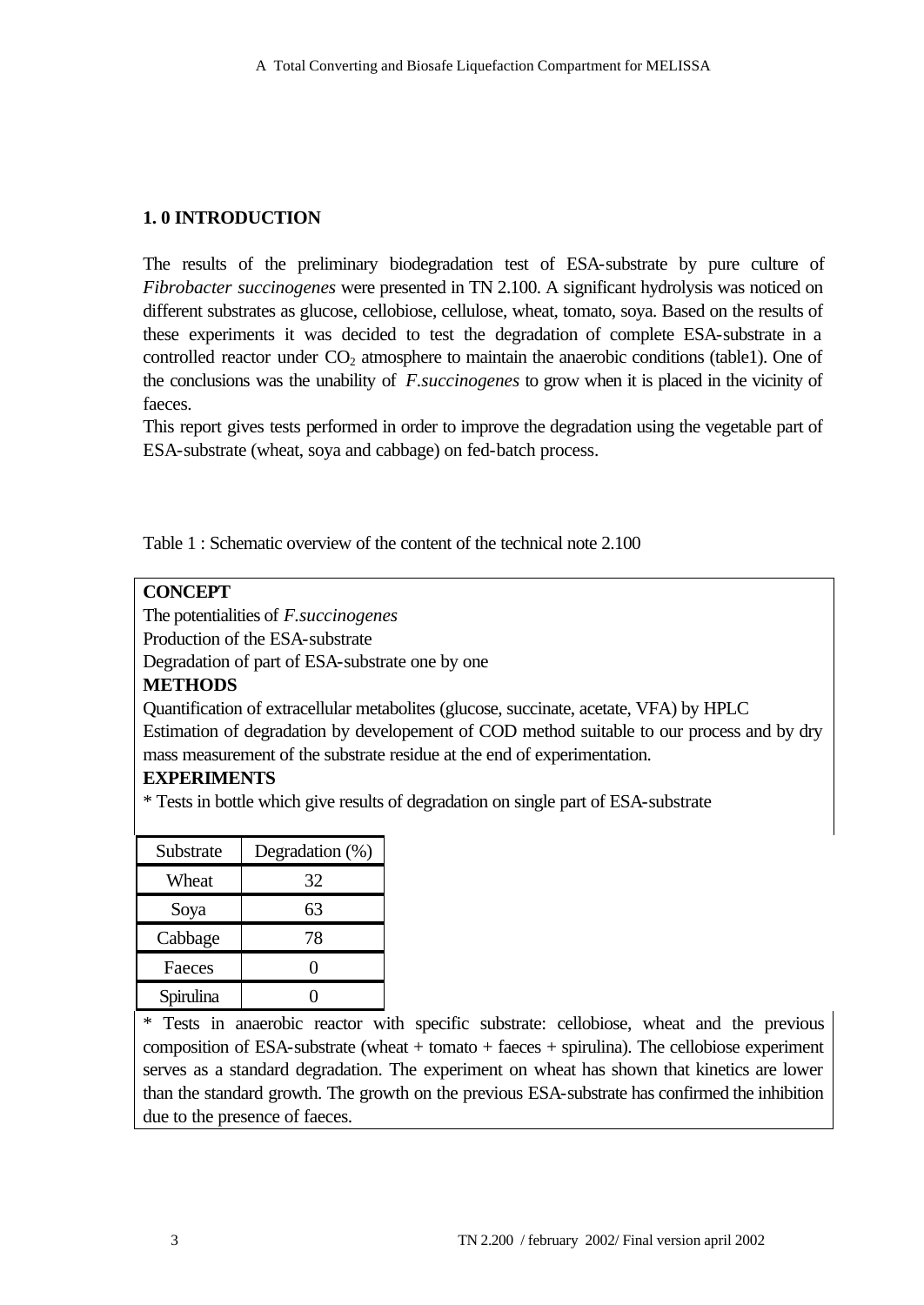## 1. 0 INTRODUCTION

The results of the preliminary biodegradation test of ESA-substrate by pure culture of *Fibrobacter succinogenes* were presented in TN 2.100. A significant hydrolysis was noticed on different substrates as glucose, cellobiose, cellulose, wheat, tomato, soya. Based on the results of these experiments it was decided to test the degradation of complete ESA-substrate in a controlled reactor under $CO_2$ atmosphere to maintain the anaerobic conditions (table1). One of the conclusions was the unability of *F.succinogenes* to grow when it is placed in the vicinity of faeces.

This report gives tests performed in order to improve the degradation using the vegetable part of ESA-substrate (wheat, soya and cabbage) on fed-batch process.

Table 1 : Schematic overview of the content of the technical note 2.100

**CONCEPT**

The potentialities of *F.succinogenes*

Production of the ESA-substrate

Degradation of part of ESA-substrate one by one

**METHODS**

Quantification of extracellular metabolites (glucose, succinate, acetate, VFA) by HPLC

Estimation of degradation by developement of COD method suitable to our process and by dry mass measurement of the substrate residue at the end of experimentation.

**EXPERIMENTS**

* Tests in bottle which give results of degradation on single part of ESA-substrate

| Substrate | Degradation (%) |
|---|---|
| Wheat | 32 |
| Soya | 63 |
| Cabbage | 78 |
| Faeces | 0 |
| Spirulina | 0 |

* Tests in anaerobic reactor with specific substrate: cellobiose, wheat and the previous composition of ESA-substrate (wheat + tomato + faeces + spirulina). The cellobiose experiment serves as a standard degradation. The experiment on wheat has shown that kinetics are lower than the standard growth. The growth on the previous ESA-substrate has confirmed the inhibition due to the presence of faeces.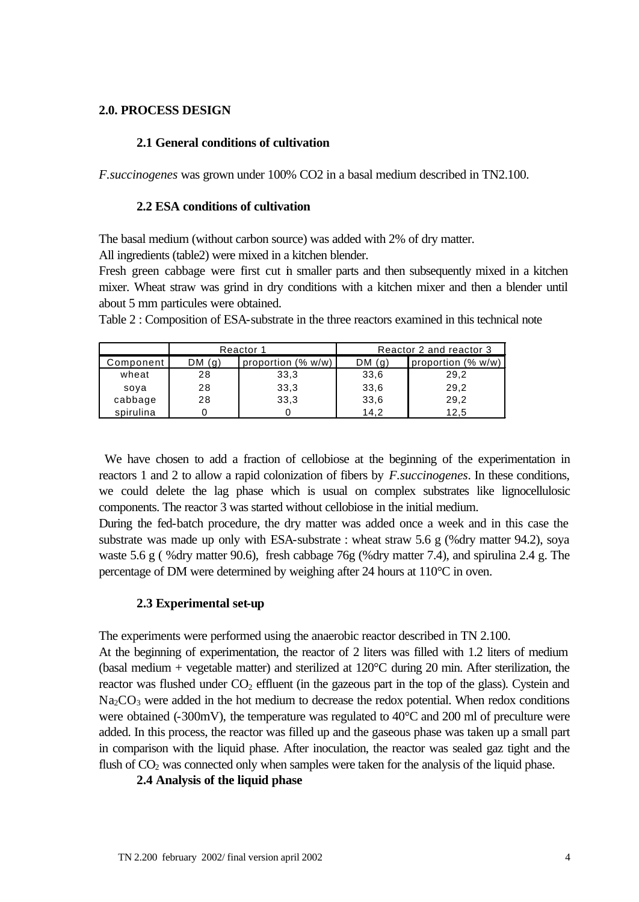## 2.0. PROCESS DESIGN

### 2.1 General conditions of cultivation

*F.succinogenes* was grown under 100% CO2 in a basal medium described in TN2.100.

### 2.2 ESA conditions of cultivation

The basal medium (without carbon source) was added with 2% of dry matter.

All ingredients (table2) were mixed in a kitchen blender.

Fresh green cabbage were first cut in smaller parts and then subsequently mixed in a kitchen mixer. Wheat straw was grind in dry conditions with a kitchen mixer and then a blender until about 5 mm particules were obtained.

Table 2 : Composition of ESA-substrate in the three reactors examined in this technical note

| | Reactor 1 | | Reactor 2 and reactor 3 | |
|---|---|---|---|---|
| Component | DM (g) | proportion (% w/w) | DM (g) | proportion (% w/w) |
| wheat | 28 | 33,3 | 33,6 | 29,2 |
| soya | 28 | 33,3 | 33,6 | 29,2 |
| cabbage | 28 | 33,3 | 33,6 | 29,2 |
| spirulina | 0 | 0 | 14,2 | 12,5 |

We have chosen to add a fraction of cellobiose at the beginning of the experimentation in reactors 1 and 2 to allow a rapid colonization of fibers by *F.succinogenes*. In these conditions, we could delete the lag phase which is usual on complex substrates like lignocellulosic components. The reactor 3 was started without cellobiose in the initial medium.

During the fed-batch procedure, the dry matter was added once a week and in this case the substrate was made up only with ESA-substrate : wheat straw 5.6 g (%dry matter 94.2), soya waste 5.6 g ( %dry matter 90.6), fresh cabbage 76g (%dry matter 7.4), and spirulina 2.4 g. The percentage of DM were determined by weighing after 24 hours at 110°C in oven.

### 2.3 Experimental set-up

The experiments were performed using the anaerobic reactor described in TN 2.100.

At the beginning of experimentation, the reactor of 2 liters was filled with 1.2 liters of medium (basal medium + vegetable matter) and sterilized at 120°C during 20 min. After sterilization, the reactor was flushed under $CO_2$ effluent (in the gazeous part in the top of the glass). Cystein and $Na_2CO_3$ were added in the hot medium to decrease the redox potential. When redox conditions were obtained (-300mV), the temperature was regulated to 40°C and 200 ml of preculture were added. In this process, the reactor was filled up and the gaseous phase was taken up a small part in comparison with the liquid phase. After inoculation, the reactor was sealed gaz tight and the flush of $CO_2$ was connected only when samples were taken for the analysis of the liquid phase.

### 2.4 Analysis of the liquid phase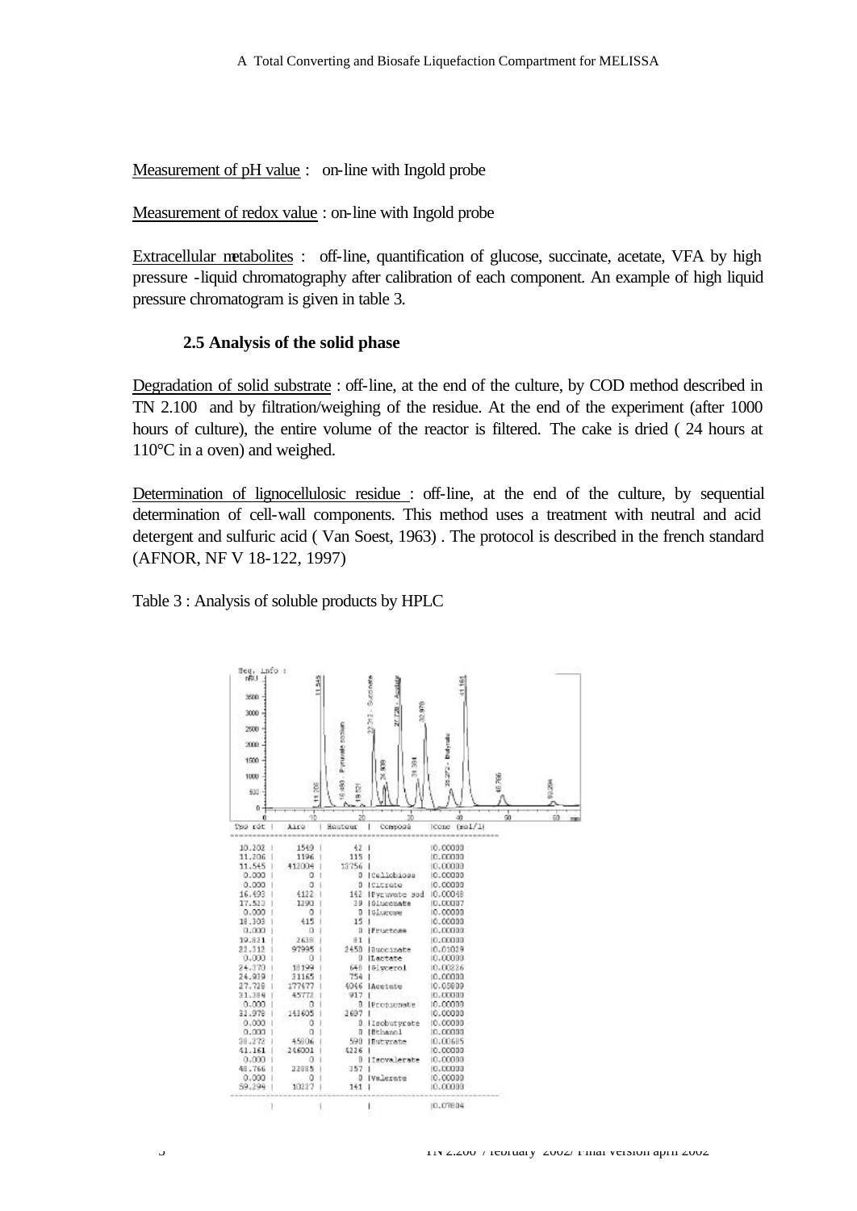Measurement of pH value : on-line with Ingold probe

Measurement of redox value : on-line with Ingold probe

Extracellular metabolites : off-line, quantification of glucose, succinate, acetate, VFA by high pressure -liquid chromatography after calibration of each component. An example of high liquid pressure chromatogram is given in table 3.

### 2.5 Analysis of the solid phase

Degradation of solid substrate : off-line, at the end of the culture, by COD method described in TN 2.100 and by filtration/weighing of the residue. At the end of the experiment (after 1000 hours of culture), the entire volume of the reactor is filtered. The cake is dried ( 24 hours at 110°C in a oven) and weighed.

Determination of lignocellulosic residue : off-line, at the end of the culture, by sequential determination of cell-wall components. This method uses a treatment with neutral and acid detergent and sulfuric acid ( Van Soest, 1963) . The protocol is described in the french standard (AFNOR, NF V 18-122, 1997)

Table 3 : Analysis of soluble products by HPLC

| Tps rét | Aire | Hauteur | Composé | Conc (mol/l) |
|---|---|---|---|---|
| 10.202 | 1549 | 42 | | 0.00000 |
| 11.206 | 1196 | 115 | | 0.00000 |
| 11.545 | 412004 | 13756 | | 0.00000 |
| 0.000 | 0 | 0 | Cellobiose | 0.00000 |
| 0.000 | 0 | 0 | Citrate | 0.00000 |
| 16.493 | 4122 | 142 | Pyruvate sod | 0.00048 |
| 17.523 | 1290 | 39 | Gluconate | 0.00087 |
| 0.000 | 0 | 0 | Glucose | 0.00000 |
| 18.303 | 415 | 15 | | 0.00000 |
| 0.000 | 0 | 0 | Fructose | 0.00000 |
| 19.821 | 2638 | 81 | | 0.00000 |
| 22.312 | 97995 | 2450 | Succinate | 0.01029 |
| 0.000 | 0 | 0 | Lactate | 0.00000 |
| 24.370 | 18199 | 648 | Glycerol | 0.00236 |
| 24.939 | 31165 | 754 | | 0.00000 |
| 27.728 | 177477 | 4046 | Acetate | 0.05809 |
| 31.384 | 45772 | 917 | | 0.00000 |
| 0.000 | 0 | 0 | Propionate | 0.00000 |
| 32.978 | 143605 | 2697 | | 0.00000 |
| 0.000 | 0 | 0 | Isobutyrate | 0.00000 |
| 0.000 | 0 | 0 | Ethanol | 0.00000 |
| 38.272 | 45806 | 598 | Butyrate | 0.00685 |
| 41.161 | 246001 | 4226 | | 0.00000 |
| 0.000 | 0 | 0 | Isovalerate | 0.00000 |
| 48.766 | 23885 | 357 | | 0.00000 |
| 0.000 | 0 | 0 | Valerate | 0.00000 |
| 59.294 | 10227 | 141 | | 0.00000 |
| | | | | 0.07804 |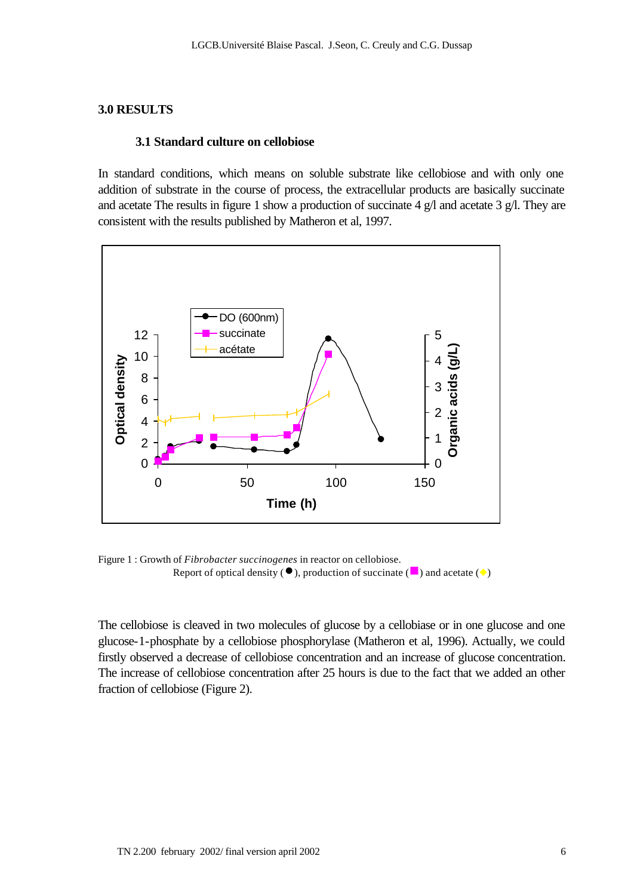## 3.0 RESULTS

### 3.1 Standard culture on cellobiose

In standard conditions, which means on soluble substrate like cellobiose and with only one addition of substrate in the course of process, the extracellular products are basically succinate and acetate The results in figure 1 show a production of succinate 4 g/l and acetate 3 g/l. They are consistent with the results published by Matheron et al, 1997.

Figure 1 : Growth of *Fibrobacter succinogenes* in reactor on cellobiose.
Report of optical density (●), production of succinate (■) and acetate (◆)

The cellobiose is cleaved in two molecules of glucose by a cellobiase or in one glucose and one glucose-1-phosphate by a cellobiose phosphorylase (Matheron et al, 1996). Actually, we could firstly observed a decrease of cellobiose concentration and an increase of glucose concentration. The increase of cellobiose concentration after 25 hours is due to the fact that we added an other fraction of cellobiose (Figure 2).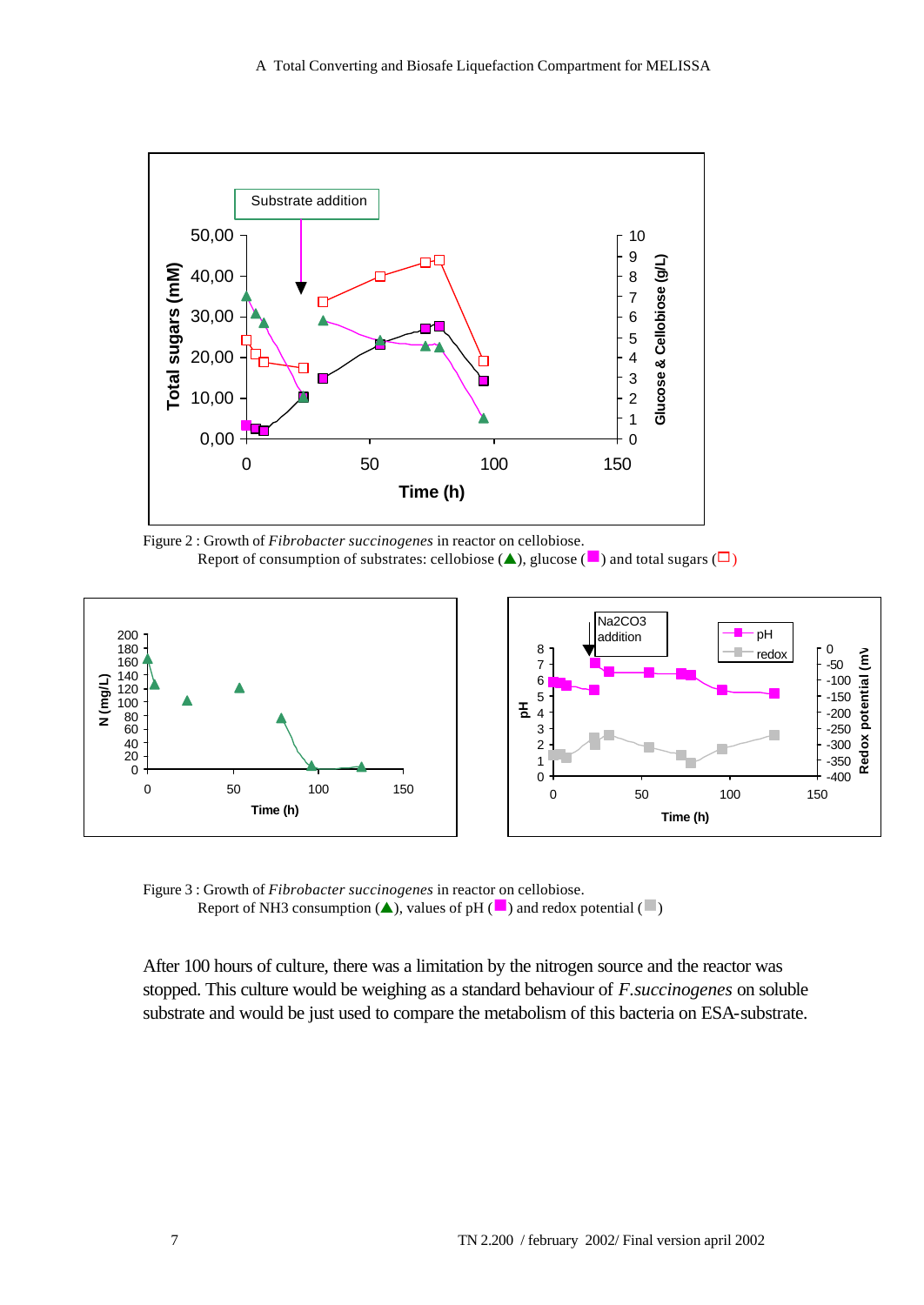Figure 2 : Growth of *Fibrobacter succinogenes* in reactor on cellobiose.
Report of consumption of substrates: cellobiose (▲), glucose (■) and total sugars (□)

Figure 3 : Growth of *Fibrobacter succinogenes* in reactor on cellobiose.
Report of NH3 consumption (▲), values of pH (■) and redox potential (■)

After 100 hours of culture, there was a limitation by the nitrogen source and the reactor was stopped. This culture would be weighing as a standard behaviour of *F.succinogenes* on soluble substrate and would be just used to compare the metabolism of this bacteria on ESA-substrate.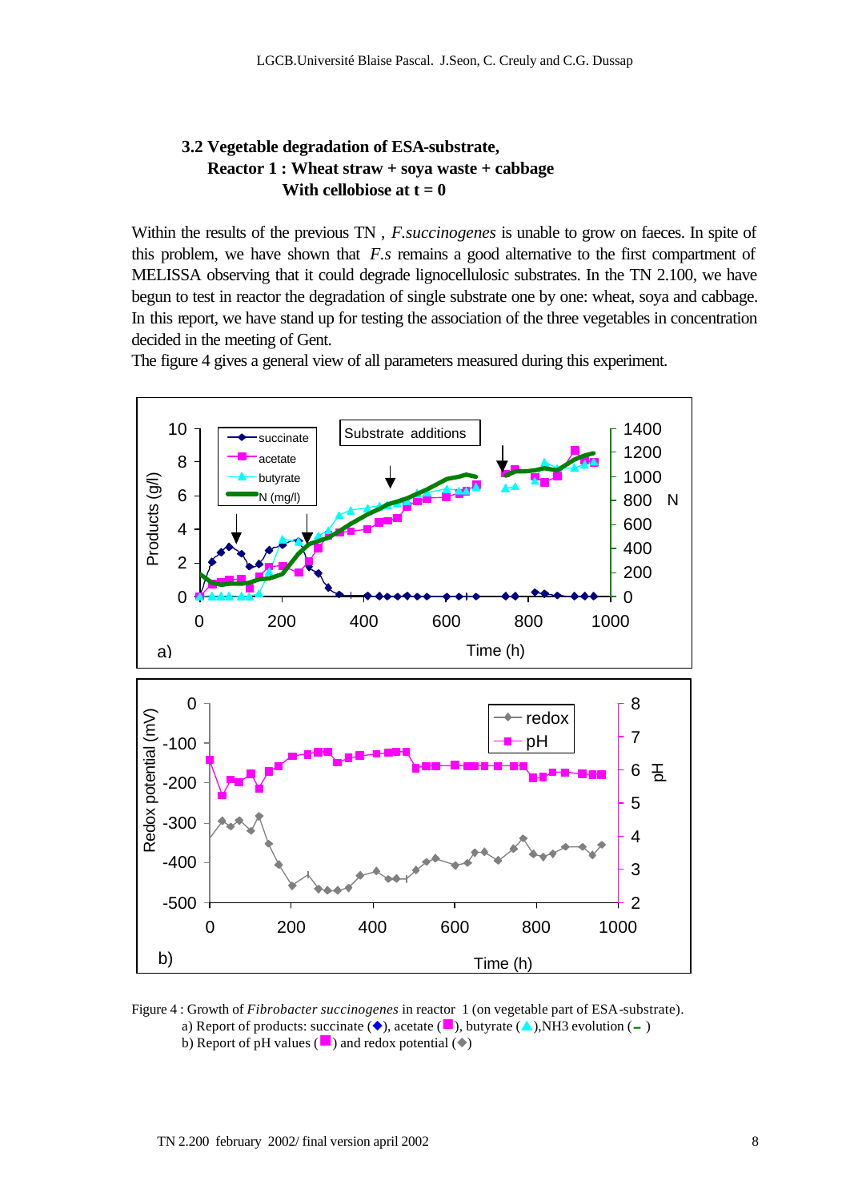### 3.2 Vegetable degradation of ESA-substrate,
**Reactor 1 : Wheat straw + soya waste + cabbage**
**With cellobiose at t = 0**

Within the results of the previous TN , *F.succinogenes* is unable to grow on faeces. In spite of this problem, we have shown that *F.s* remains a good alternative to the first compartment of MELISSA observing that it could degrade lignocellulosic substrates. In the TN 2.100, we have begun to test in reactor the degradation of single substrate one by one: wheat, soya and cabbage. In this report, we have stand up for testing the association of the three vegetables in concentration decided in the meeting of Gent.

The figure 4 gives a general view of all parameters measured during this experiment.

Figure 4 : Growth of *Fibrobacter succinogenes* in reactor 1 (on vegetable part of ESA-substrate).
a) Report of products: succinate (◆), acetate (■), butyrate (▲),NH3 evolution (–)
b) Report of pH values (■) and redox potential (◆)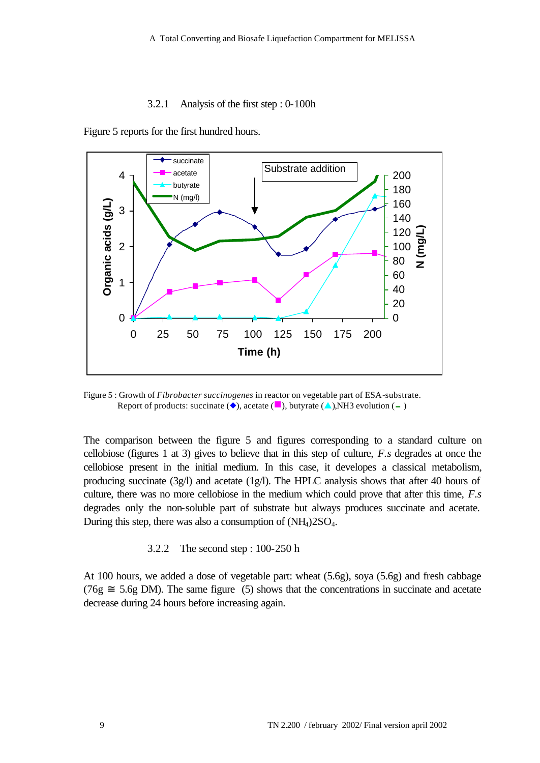### 3.2.1 Analysis of the first step : 0-100h

Figure 5 reports for the first hundred hours.

Figure 5 : Growth of *Fibrobacter succinogenes* in reactor on vegetable part of ESA-substrate. Report of products: succinate (◆), acetate (■), butyrate (▲),NH3 evolution (–)

The comparison between the figure 5 and figures corresponding to a standard culture on cellobiose (figures 1 at 3) gives to believe that in this step of culture, *F.s* degrades at once the cellobiose present in the initial medium. In this case, it developes a classical metabolism, producing succinate (3g/l) and acetate (1g/l). The HPLC analysis shows that after 40 hours of culture, there was no more cellobiose in the medium which could prove that after this time, *F.s* degrades only the non-soluble part of substrate but always produces succinate and acetate. During this step, there was also a consumption of $(NH_4)2SO_4$.

### 3.2.2 The second step : 100-250 h

At 100 hours, we added a dose of vegetable part: wheat (5.6g), soya (5.6g) and fresh cabbage (76g ≅ 5.6g DM). The same figure (5) shows that the concentrations in succinate and acetate decrease during 24 hours before increasing again.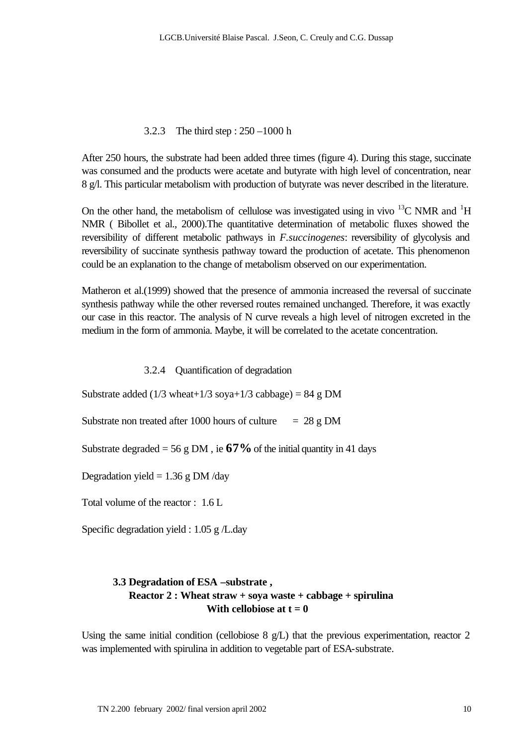#### 3.2.3 The third step : 250 –1000 h

After 250 hours, the substrate had been added three times (figure 4). During this stage, succinate was consumed and the products were acetate and butyrate with high level of concentration, near 8 g/l. This particular metabolism with production of butyrate was never described in the literature.

On the other hand, the metabolism of cellulose was investigated using in vivo $^{13}C$ NMR and $^{1}H$ NMR ( Bibollet et al., 2000).The quantitative determination of metabolic fluxes showed the reversibility of different metabolic pathways in *F.succinogenes*: reversibility of glycolysis and reversibility of succinate synthesis pathway toward the production of acetate. This phenomenon could be an explanation to the change of metabolism observed on our experimentation.

Matheron et al.(1999) showed that the presence of ammonia increased the reversal of succinate synthesis pathway while the other reversed routes remained unchanged. Therefore, it was exactly our case in this reactor. The analysis of N curve reveals a high level of nitrogen excreted in the medium in the form of ammonia. Maybe, it will be correlated to the acetate concentration.

#### 3.2.4 Quantification of degradation

Substrate added (1/3 wheat+1/3 soya+1/3 cabbage) = 84 g DM

Substrate non treated after 1000 hours of culture = 28 g DM

Substrate degraded = 56 g DM , ie **67%** of the initial quantity in 41 days

Degradation yield = 1.36 g DM /day

Total volume of the reactor : 1.6 L

Specific degradation yield : 1.05 g /L.day

### 3.3 Degradation of ESA –substrate , Reactor 2 : Wheat straw + soya waste + cabbage + spirulina With cellobiose at t = 0

Using the same initial condition (cellobiose 8 g/L) that the previous experimentation, reactor 2 was implemented with spirulina in addition to vegetable part of ESA-substrate.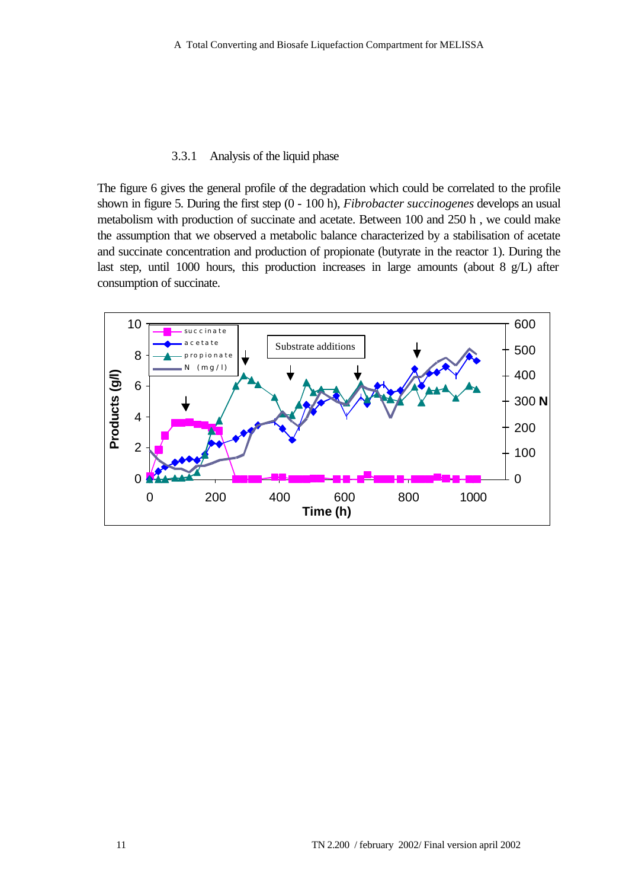### 3.3.1 Analysis of the liquid phase

The figure 6 gives the general profile of the degradation which could be correlated to the profile shown in figure 5. During the first step (0 - 100 h), *Fibrobacter succinogenes* develops an usual metabolism with production of succinate and acetate. Between 100 and 250 h , we could make the assumption that we observed a metabolic balance characterized by a stabilisation of acetate and succinate concentration and production of propionate (butyrate in the reactor 1). During the last step, until 1000 hours, this production increases in large amounts (about 8 g/L) after consumption of succinate.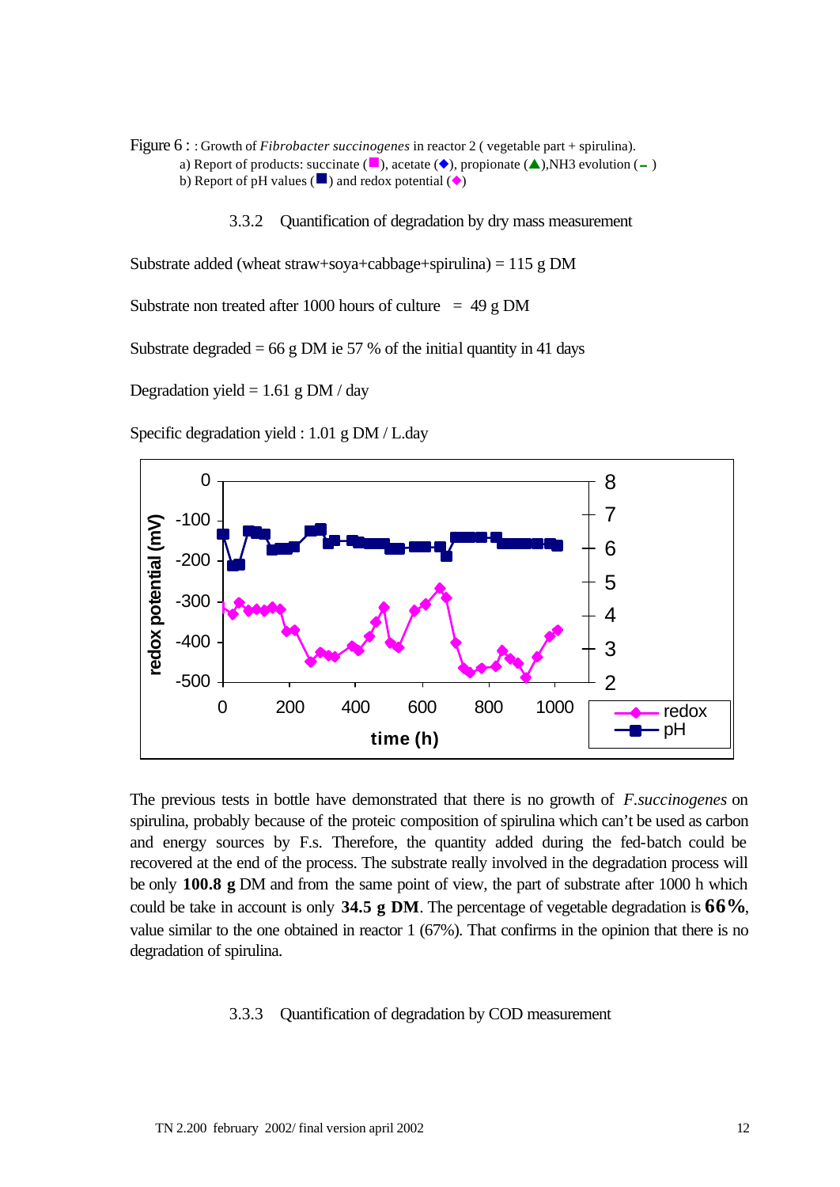Figure 6 : : Growth of *Fibrobacter succinogenes* in reactor 2 ( vegetable part + spirulina).

a) Report of products: succinate (■), acetate (◆), propionate (▲),NH3 evolution (– )

b) Report of pH values (■) and redox potential (◆)

### 3.3.2 Quantification of degradation by dry mass measurement

Substrate added (wheat straw+soya+cabbage+spirulina) = 115 g DM

Substrate non treated after 1000 hours of culture = 49 g DM

Substrate degraded = 66 g DM ie 57 % of the initial quantity in 41 days

Degradation yield = 1.61 g DM / day

Specific degradation yield : 1.01 g DM / L.day

The previous tests in bottle have demonstrated that there is no growth of *F.succinogenes* on spirulina, probably because of the proteic composition of spirulina which can't be used as carbon and energy sources by F.s. Therefore, the quantity added during the fed-batch could be recovered at the end of the process. The substrate really involved in the degradation process will be only **100.8 g** DM and from the same point of view, the part of substrate after 1000 h which could be take in account is only **34.5 g DM**. The percentage of vegetable degradation is **66%**, value similar to the one obtained in reactor 1 (67%). That confirms in the opinion that there is no degradation of spirulina.

### 3.3.3 Quantification of degradation by COD measurement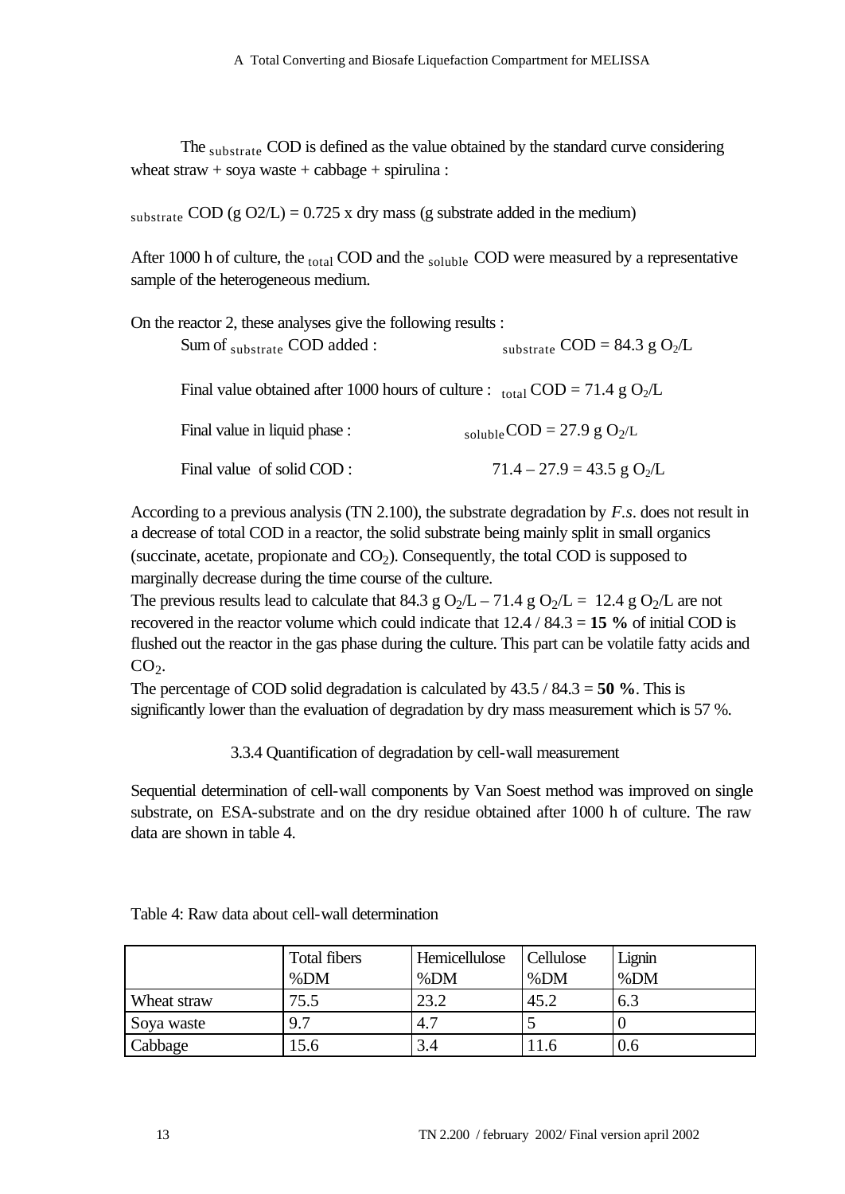The $_{\text{substrate}}$ COD is defined as the value obtained by the standard curve considering wheat straw + soya waste + cabbage + spirulina :

$_{\text{substrate}}$ COD (g O2/L) = 0.725 x dry mass (g substrate added in the medium)

After 1000 h of culture, the $_{\text{total}}$ COD and the $_{\text{soluble}}$ COD were measured by a representative sample of the heterogeneous medium.

On the reactor 2, these analyses give the following results :

Sum of $_{\text{substrate}}$ COD added : $_{\text{substrate}}$ COD = 84.3 g $O_2$/L

Final value obtained after 1000 hours of culture : $_{\text{total}}$ COD = 71.4 g $O_2$/L

Final value in liquid phase : $_{\text{soluble}}$COD = 27.9 g $O_2$/L

Final value of solid COD : 71.4 – 27.9 = 43.5 g $O_2$/L

According to a previous analysis (TN 2.100), the substrate degradation by *F.s*. does not result in a decrease of total COD in a reactor, the solid substrate being mainly split in small organics (succinate, acetate, propionate and $CO_2$). Consequently, the total COD is supposed to marginally decrease during the time course of the culture.
The previous results lead to calculate that 84.3 g $O_2$/L – 71.4 g $O_2$/L = 12.4 g $O_2$/L are not recovered in the reactor volume which could indicate that 12.4 / 84.3 = **15 %** of initial COD is flushed out the reactor in the gas phase during the culture. This part can be volatile fatty acids and $CO_2$.
The percentage of COD solid degradation is calculated by 43.5 / 84.3 = **50 %**. This is significantly lower than the evaluation of degradation by dry mass measurement which is 57 %.

### 3.3.4 Quantification of degradation by cell-wall measurement

Sequential determination of cell-wall components by Van Soest method was improved on single substrate, on ESA-substrate and on the dry residue obtained after 1000 h of culture. The raw data are shown in table 4.

Table 4: Raw data about cell-wall determination

| | Total fibers %DM | Hemicellulose %DM | Cellulose %DM | Lignin %DM |
|---|---|---|---|---|
| Wheat straw | 75.5 | 23.2 | 45.2 | 6.3 |
| Soya waste | 9.7 | 4.7 | 5 | 0 |
| Cabbage | 15.6 | 3.4 | 11.6 | 0.6 |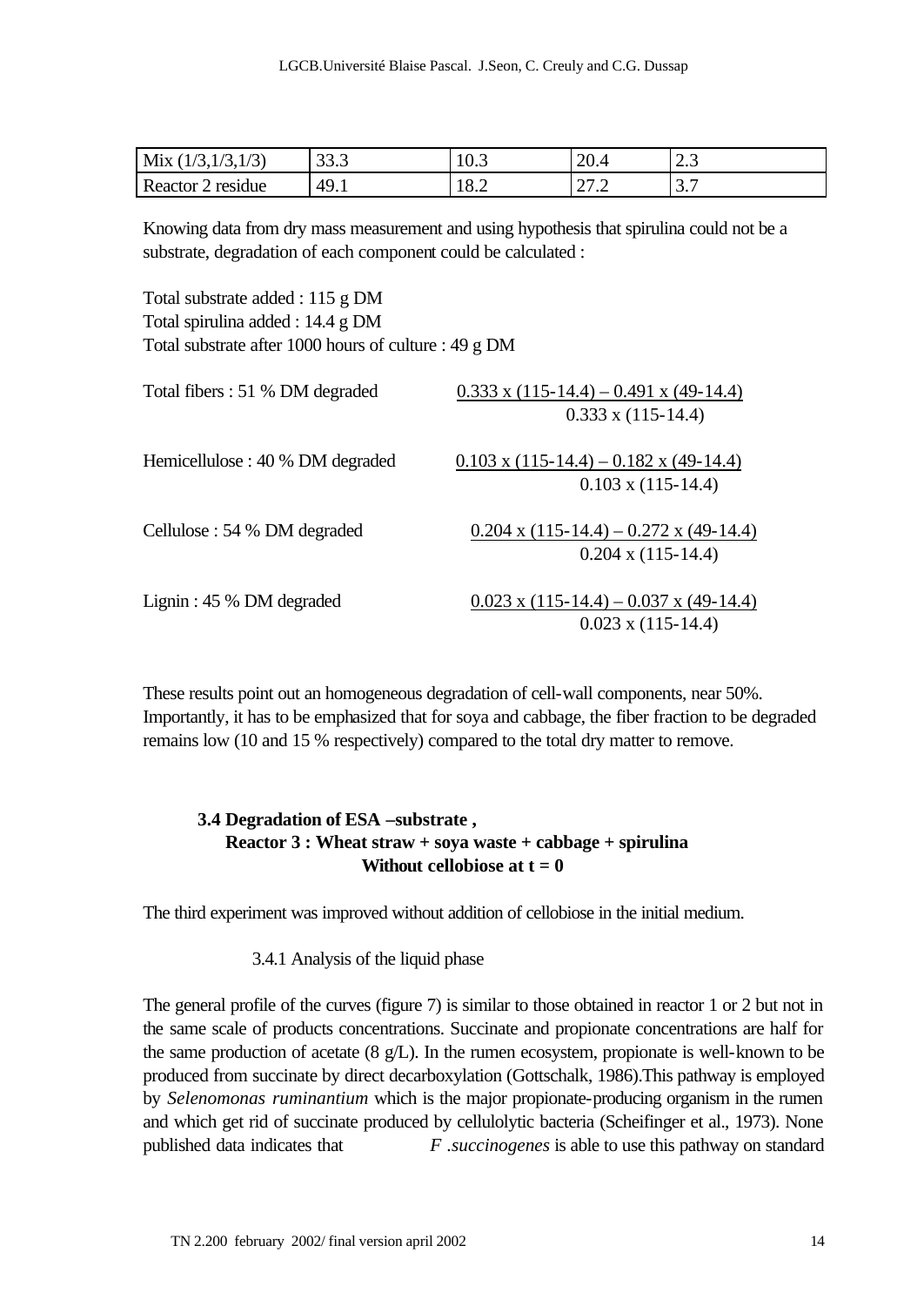| Mix (1/3,1/3,1/3) | 33.3 | 10.3 | 20.4 | 2.3 |
|---|---|---|---|---|
| Reactor 2 residue | 49.1 | 18.2 | 27.2 | 3.7 |

Knowing data from dry mass measurement and using hypothesis that spirulina could not be a substrate, degradation of each component could be calculated :

Total substrate added : 115 g DM
Total spirulina added : 14.4 g DM
Total substrate after 1000 hours of culture : 49 g DM

Total fibers : 51 % DM degraded $$\frac{0.333 \times (115-14.4) - 0.491 \times (49-14.4)}{0.333 \times (115-14.4)}$$

Hemicellulose : 40 % DM degraded $$\frac{0.103 \times (115-14.4) - 0.182 \times (49-14.4)}{0.103 \times (115-14.4)}$$

Cellulose : 54 % DM degraded $$\frac{0.204 \times (115-14.4) - 0.272 \times (49-14.4)}{0.204 \times (115-14.4)}$$

Lignin : 45 % DM degraded $$\frac{0.023 \times (115-14.4) - 0.037 \times (49-14.4)}{0.023 \times (115-14.4)}$$

These results point out an homogeneous degradation of cell-wall components, near 50%. Importantly, it has to be emphasized that for soya and cabbage, the fiber fraction to be degraded remains low (10 and 15 % respectively) compared to the total dry matter to remove.

### 3.4 Degradation of ESA –substrate , Reactor 3 : Wheat straw + soya waste + cabbage + spirulina Without cellobiose at t = 0

The third experiment was improved without addition of cellobiose in the initial medium.

#### 3.4.1 Analysis of the liquid phase

The general profile of the curves (figure 7) is similar to those obtained in reactor 1 or 2 but not in the same scale of products concentrations. Succinate and propionate concentrations are half for the same production of acetate (8 g/L). In the rumen ecosystem, propionate is well-known to be produced from succinate by direct decarboxylation (Gottschalk, 1986).This pathway is employed by *Selenomonas ruminantium* which is the major propionate-producing organism in the rumen and which get rid of succinate produced by cellulolytic bacteria (Scheifinger et al., 1973). None published data indicates that *F .succinogenes* is able to use this pathway on standard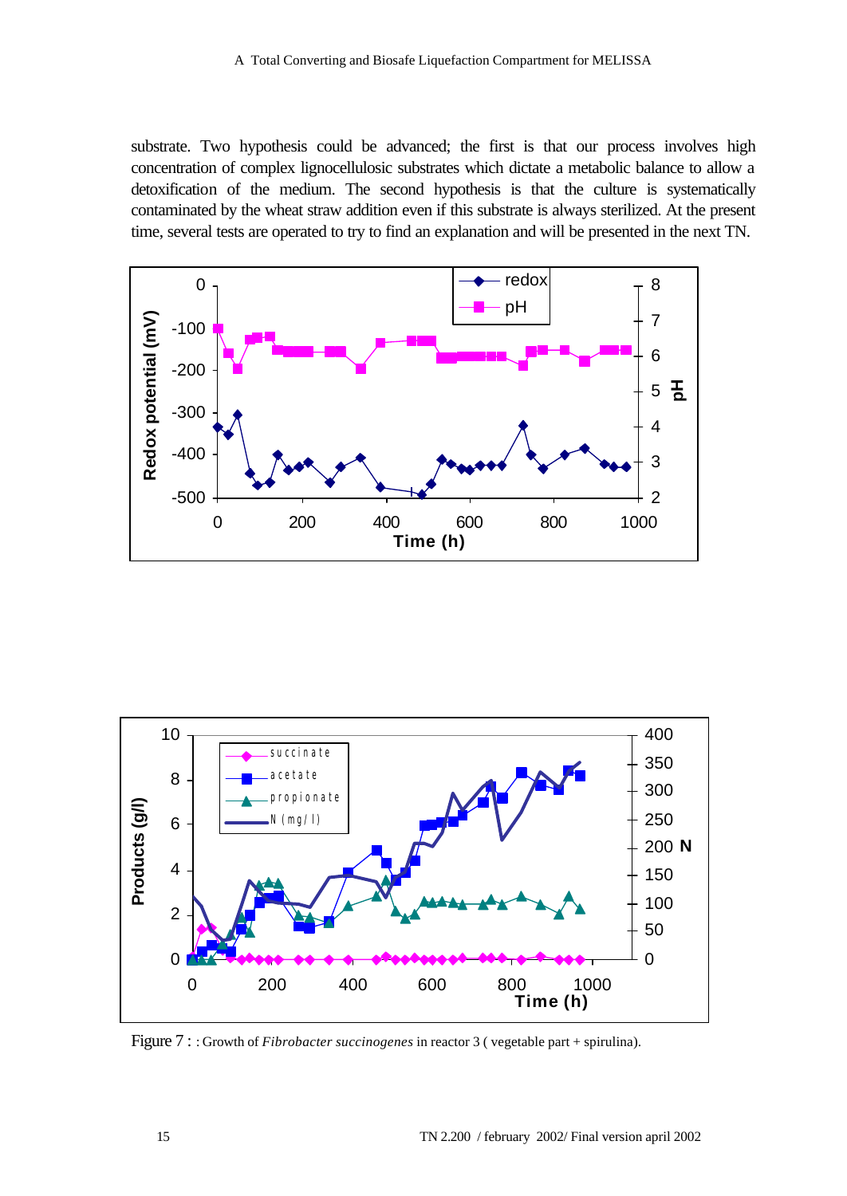substrate. Two hypothesis could be advanced; the first is that our process involves high concentration of complex lignocellulosic substrates which dictate a metabolic balance to allow a detoxification of the medium. The second hypothesis is that the culture is systematically contaminated by the wheat straw addition even if this substrate is always sterilized. At the present time, several tests are operated to try to find an explanation and will be presented in the next TN.

Figure 7 : : Growth of *Fibrobacter succinogenes* in reactor 3 ( vegetable part + spirulina).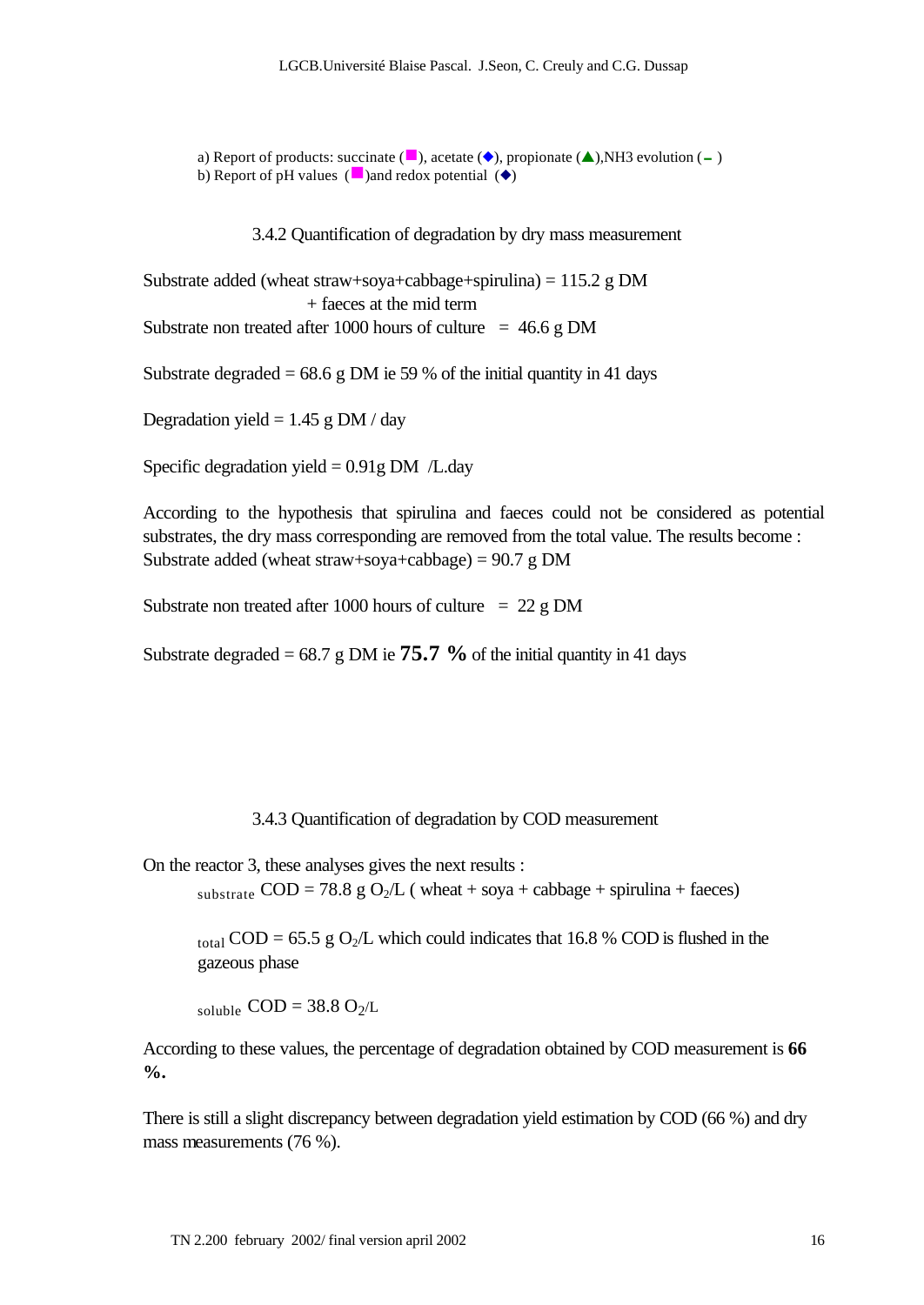a) Report of products: succinate (■), acetate (◆), propionate (▲),NH3 evolution (– )
b) Report of pH values (■)and redox potential (◆)

### 3.4.2 Quantification of degradation by dry mass measurement

Substrate added (wheat straw+soya+cabbage+spirulina) = 115.2 g DM
+ faeces at the mid term
Substrate non treated after 1000 hours of culture = 46.6 g DM

Substrate degraded = 68.6 g DM ie 59 % of the initial quantity in 41 days

Degradation yield = 1.45 g DM / day

Specific degradation yield = 0.91g DM /L.day

According to the hypothesis that spirulina and faeces could not be considered as potential substrates, the dry mass corresponding are removed from the total value. The results become :
Substrate added (wheat straw+soya+cabbage) = 90.7 g DM

Substrate non treated after 1000 hours of culture = 22 g DM

Substrate degraded = 68.7 g DM ie **75.7 %** of the initial quantity in 41 days

### 3.4.3 Quantification of degradation by COD measurement

On the reactor 3, these analyses gives the next results :

$_{substrate}$ COD = 78.8 g $O_2$/L ( wheat + soya + cabbage + spirulina + faeces)

$_{total}$ COD = 65.5 g $O_2$/L which could indicates that 16.8 % COD is flushed in the gazeous phase

$_{soluble}$ COD = 38.8 $O_2$/L

According to these values, the percentage of degradation obtained by COD measurement is **66 %.**

There is still a slight discrepancy between degradation yield estimation by COD (66 %) and dry mass measurements (76 %).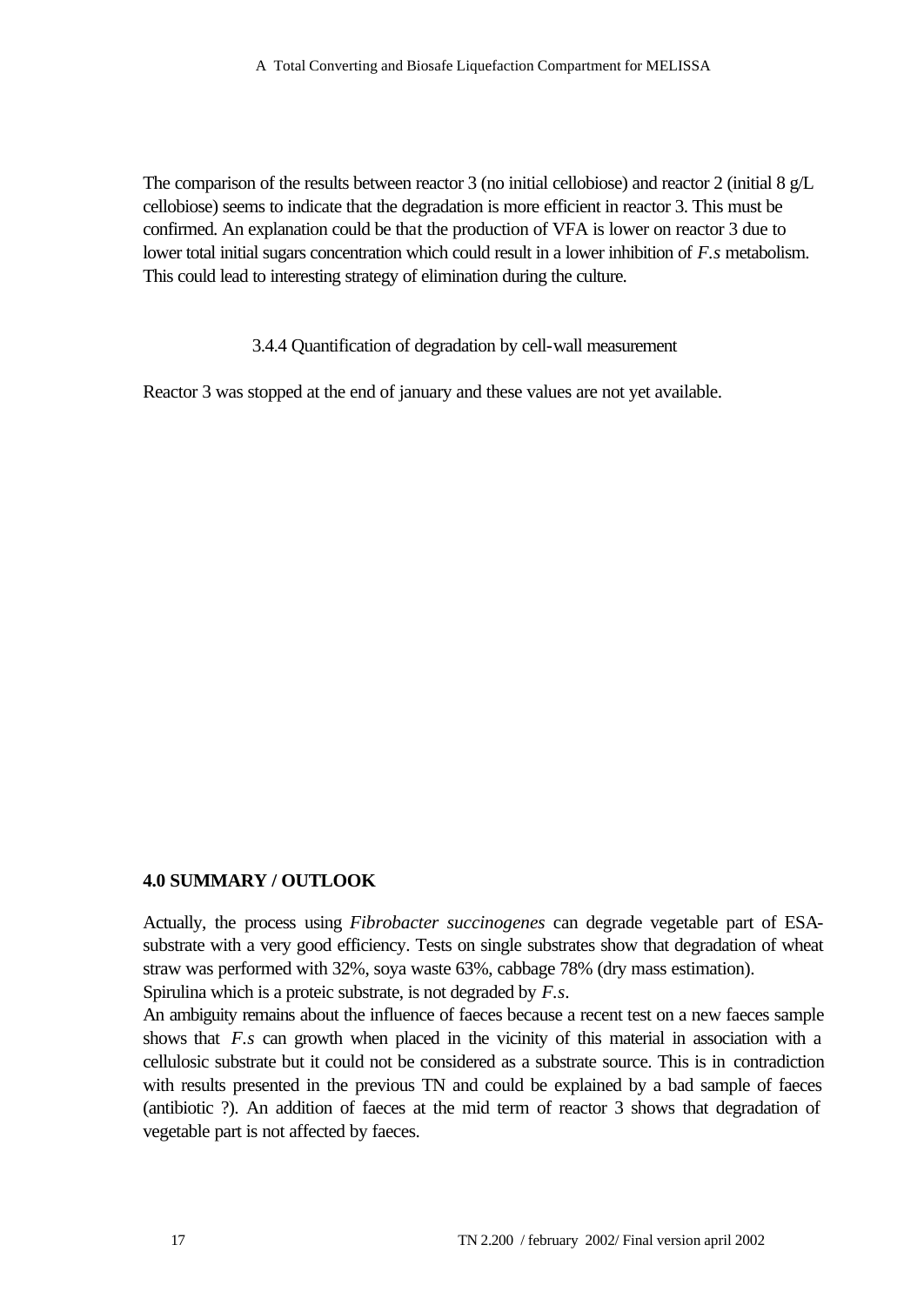The comparison of the results between reactor 3 (no initial cellobiose) and reactor 2 (initial 8 g/L cellobiose) seems to indicate that the degradation is more efficient in reactor 3. This must be confirmed. An explanation could be that the production of VFA is lower on reactor 3 due to lower total initial sugars concentration which could result in a lower inhibition of *F.s* metabolism. This could lead to interesting strategy of elimination during the culture.

### 3.4.4 Quantification of degradation by cell-wall measurement

Reactor 3 was stopped at the end of january and these values are not yet available.

## 4.0 SUMMARY / OUTLOOK

Actually, the process using *Fibrobacter succinogenes* can degrade vegetable part of ESA-substrate with a very good efficiency. Tests on single substrates show that degradation of wheat straw was performed with 32%, soya waste 63%, cabbage 78% (dry mass estimation).
Spirulina which is a proteic substrate, is not degraded by *F.s*.
An ambiguity remains about the influence of faeces because a recent test on a new faeces sample shows that *F.s* can growth when placed in the vicinity of this material in association with a cellulosic substrate but it could not be considered as a substrate source. This is in contradiction with results presented in the previous TN and could be explained by a bad sample of faeces (antibiotic ?). An addition of faeces at the mid term of reactor 3 shows that degradation of vegetable part is not affected by faeces.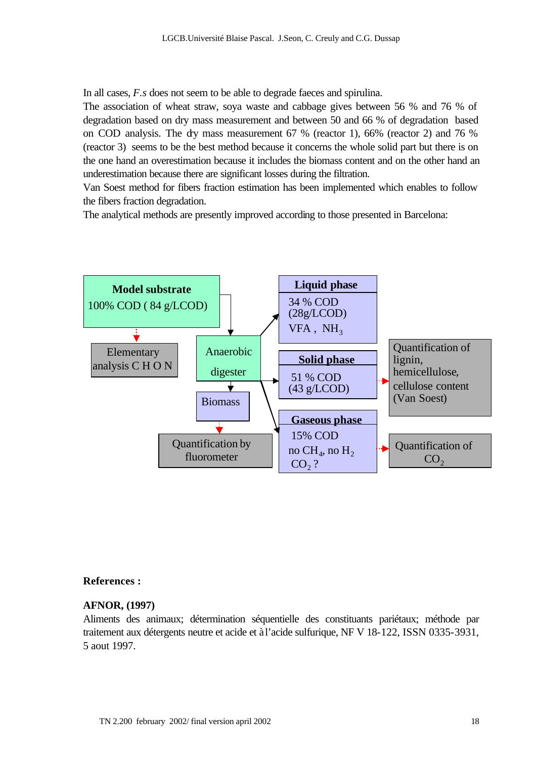In all cases, *F.s* does not seem to be able to degrade faeces and spirulina.

The association of wheat straw, soya waste and cabbage gives between 56 % and 76 % of degradation based on dry mass measurement and between 50 and 66 % of degradation based on COD analysis. The dry mass measurement 67 % (reactor 1), 66% (reactor 2) and 76 % (reactor 3) seems to be the best method because it concerns the whole solid part but there is on the one hand an overestimation because it includes the biomass content and on the other hand an underestimation because there are significant losses during the filtration.

Van Soest method for fibers fraction estimation has been implemented which enables to follow the fibers fraction degradation.

The analytical methods are presently improved according to those presented in Barcelona:

**Model substrate**
100% COD ( 84 g/LCOD)

Elementary analysis C H O N

Anaerobic digester

Biomass

Quantification by fluorometer

**Liquid phase**
34 % COD
(28g/LCOD)
VFA , $NH_3$

**Solid phase**
51 % COD
(43 g/LCOD)

**Gaseous phase**
15% COD
no $CH_4$, no $H_2$
$CO_2$ ?

Quantification of lignin, hemicellulose, cellulose content (Van Soest)

Quantification of $CO_2$

**References :**

**AFNOR, (1997)**
Aliments des animaux; détermination séquentielle des constituants pariétaux; méthode par traitement aux détergents neutre et acide et à l'acide sulfurique, NF V 18-122, ISSN 0335-3931, 5 aout 1997.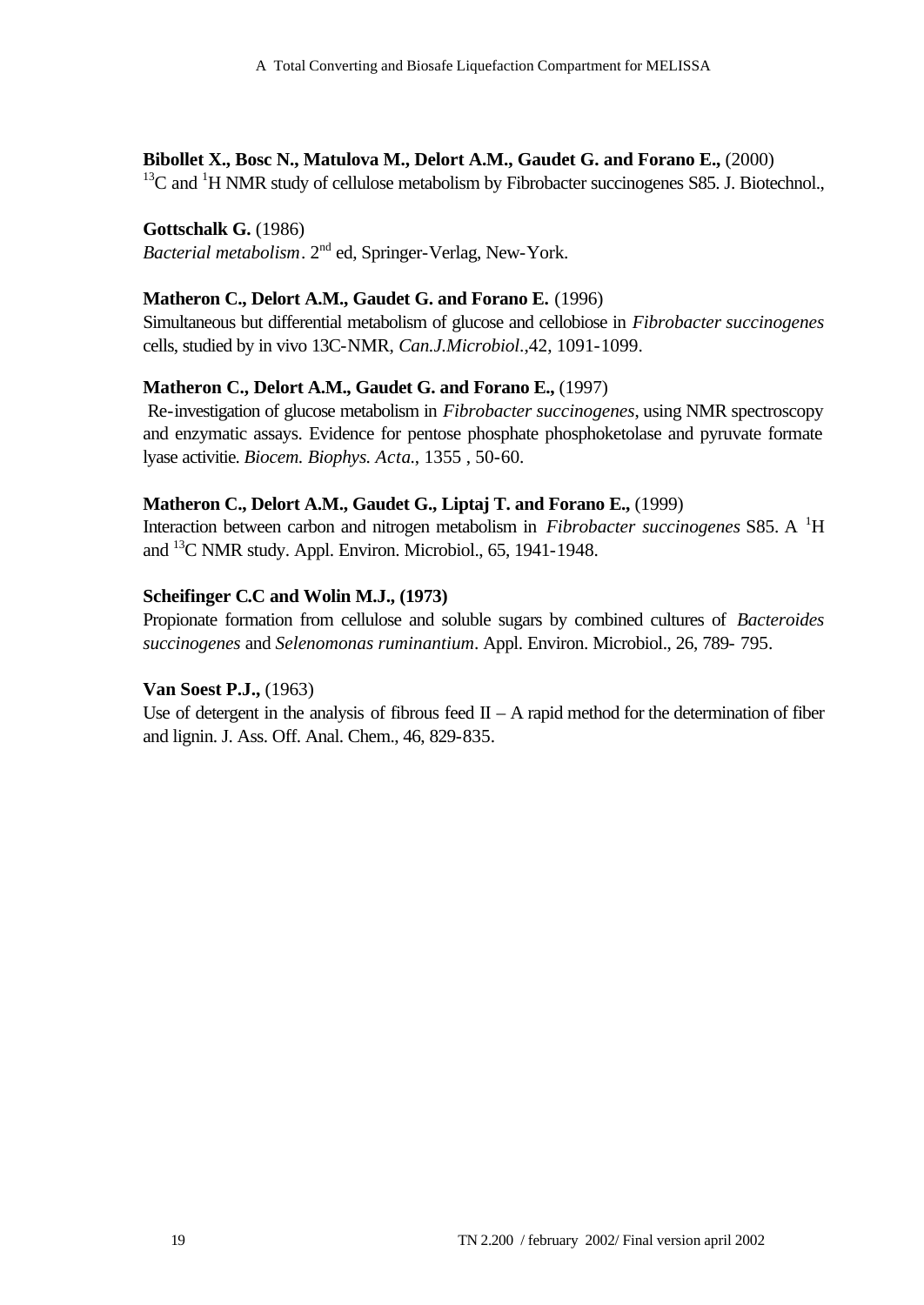**Bibollet X., Bosc N., Matulova M., Delort A.M., Gaudet G. and Forano E.,** (2000)
$^{13}$C and $^{1}$H NMR study of cellulose metabolism by Fibrobacter succinogenes S85. J. Biotechnol.,

**Gottschalk G.** (1986)
*Bacterial metabolism*. 2$^{nd}$ ed, Springer-Verlag, New-York.

**Matheron C., Delort A.M., Gaudet G. and Forano E.** (1996)
Simultaneous but differential metabolism of glucose and cellobiose in *Fibrobacter succinogenes* cells, studied by in vivo 13C-NMR, *Can.J.Microbiol.*,42, 1091-1099.

**Matheron C., Delort A.M., Gaudet G. and Forano E.,** (1997)
Re-investigation of glucose metabolism in *Fibrobacter succinogenes*, using NMR spectroscopy and enzymatic assays. Evidence for pentose phosphate phosphoketolase and pyruvate formate lyase activitie. *Biocem. Biophys. Acta.*, 1355 , 50-60.

**Matheron C., Delort A.M., Gaudet G., Liptaj T. and Forano E.,** (1999)
Interaction between carbon and nitrogen metabolism in *Fibrobacter succinogenes* S85. A $^{1}$H and $^{13}$C NMR study. Appl. Environ. Microbiol., 65, 1941-1948.

**Scheifinger C.C and Wolin M.J., (1973)**
Propionate formation from cellulose and soluble sugars by combined cultures of *Bacteroides succinogenes* and *Selenomonas ruminantium*. Appl. Environ. Microbiol., 26, 789- 795.

**Van Soest P.J.,** (1963)
Use of detergent in the analysis of fibrous feed II – A rapid method for the determination of fiber and lignin. J. Ass. Off. Anal. Chem., 46, 829-835.